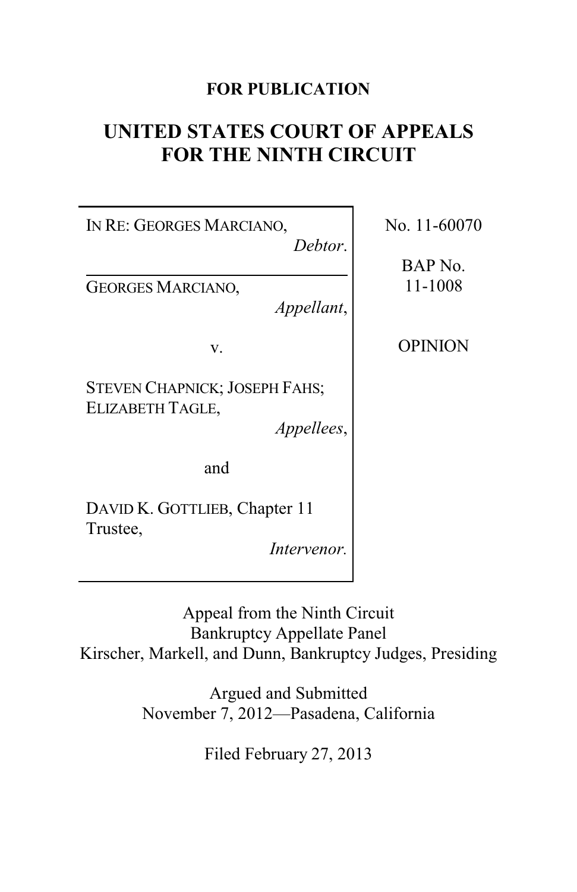**FOR PUBLICATION**

# UNITED STATES COURT OF APPEALS FOR THE NINTH CIRCUIT

| | |
|---|---|
| IN RE: GEORGES MARCIANO, *Debtor*. | No. 11-60070 |
| GEORGES MARCIANO, *Appellant*, | BAP No. 11-1008 |
| v. | OPINION |
| STEVEN CHAPNICK; JOSEPH FAHS; ELIZABETH TAGLE, *Appellees*, | |
| and | |
| DAVID K. GOTTLIEB, Chapter 11 Trustee, *Intervenor*. | |

Appeal from the Ninth Circuit Bankruptcy Appellate Panel
Kirscher, Markell, and Dunn, Bankruptcy Judges, Presiding

Argued and Submitted
November 7, 2012—Pasadena, California

Filed February 27, 2013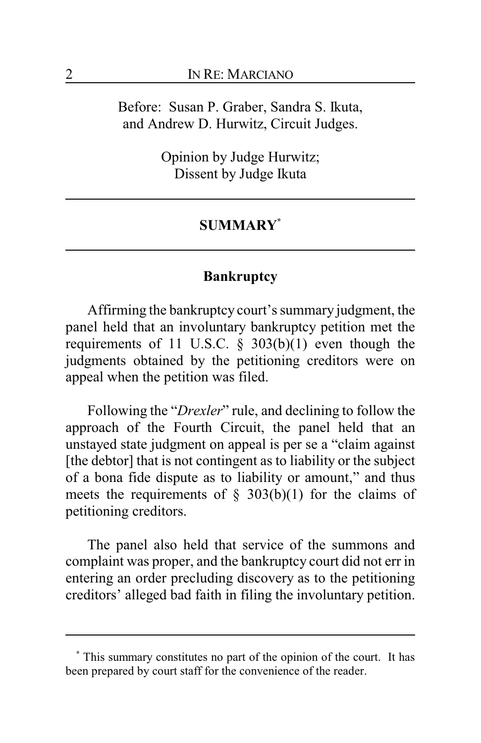Before: Susan P. Graber, Sandra S. Ikuta, and Andrew D. Hurwitz, Circuit Judges.

Opinion by Judge Hurwitz;
Dissent by Judge Ikuta

## SUMMARY*

### Bankruptcy

Affirming the bankruptcy court's summary judgment, the panel held that an involuntary bankruptcy petition met the requirements of 11 U.S.C. § 303(b)(1) even though the judgments obtained by the petitioning creditors were on appeal when the petition was filed.

Following the "*Drexler*" rule, and declining to follow the approach of the Fourth Circuit, the panel held that an unstayed state judgment on appeal is per se a "claim against [the debtor] that is not contingent as to liability or the subject of a bona fide dispute as to liability or amount," and thus meets the requirements of § 303(b)(1) for the claims of petitioning creditors.

The panel also held that service of the summons and complaint was proper, and the bankruptcy court did not err in entering an order precluding discovery as to the petitioning creditors' alleged bad faith in filing the involuntary petition.

---

* This summary constitutes no part of the opinion of the court. It has been prepared by court staff for the convenience of the reader.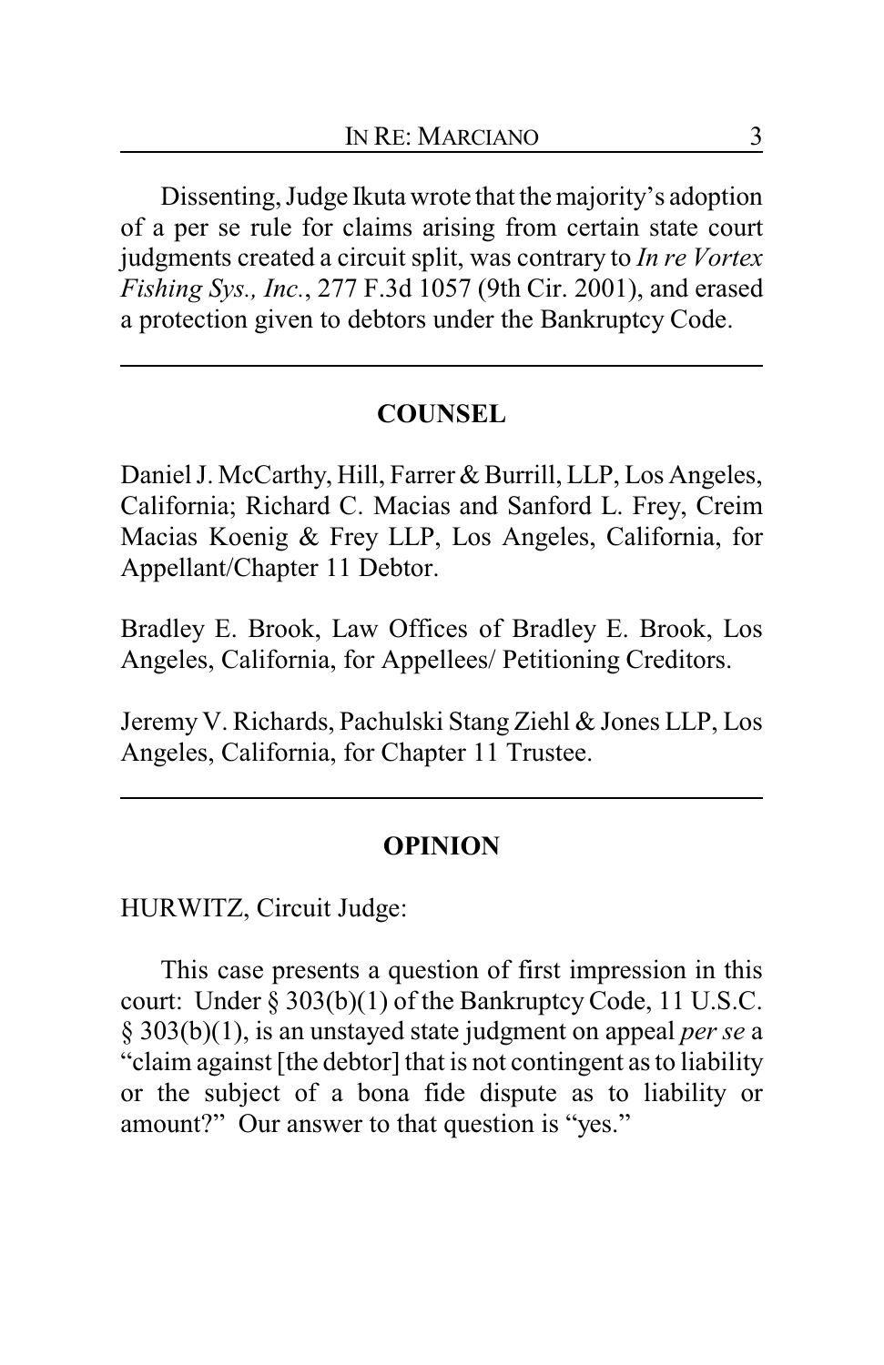Dissenting, Judge Ikuta wrote that the majority's adoption of a per se rule for claims arising from certain state court judgments created a circuit split, was contrary to *In re Vortex Fishing Sys., Inc.*, 277 F.3d 1057 (9th Cir. 2001), and erased a protection given to debtors under the Bankruptcy Code.

---

## COUNSEL

Daniel J. McCarthy, Hill, Farrer & Burrill, LLP, Los Angeles, California; Richard C. Macias and Sanford L. Frey, Creim Macias Koenig & Frey LLP, Los Angeles, California, for Appellant/Chapter 11 Debtor.

Bradley E. Brook, Law Offices of Bradley E. Brook, Los Angeles, California, for Appellees/ Petitioning Creditors.

Jeremy V. Richards, Pachulski Stang Ziehl & Jones LLP, Los Angeles, California, for Chapter 11 Trustee.

---

## OPINION

HURWITZ, Circuit Judge:

This case presents a question of first impression in this court: Under § 303(b)(1) of the Bankruptcy Code, 11 U.S.C. § 303(b)(1), is an unstayed state judgment on appeal *per se* a "claim against [the debtor] that is not contingent as to liability or the subject of a bona fide dispute as to liability or amount?" Our answer to that question is "yes."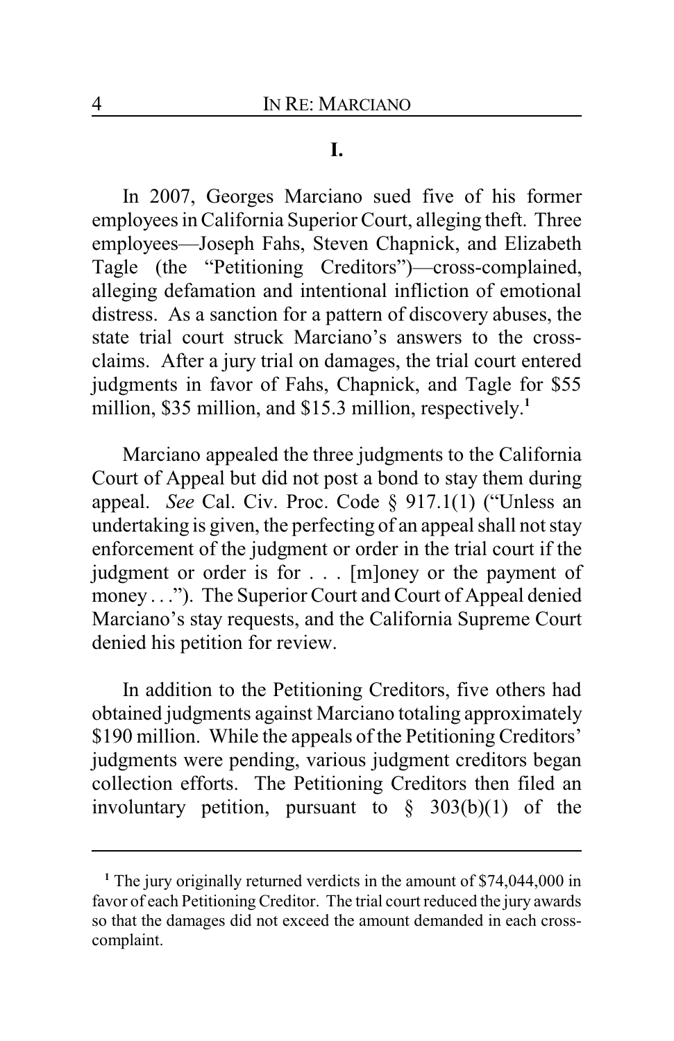## I.

In 2007, Georges Marciano sued five of his former employees in California Superior Court, alleging theft. Three employees—Joseph Fahs, Steven Chapnick, and Elizabeth Tagle (the "Petitioning Creditors")—cross-complained, alleging defamation and intentional infliction of emotional distress. As a sanction for a pattern of discovery abuses, the state trial court struck Marciano's answers to the cross-claims. After a jury trial on damages, the trial court entered judgments in favor of Fahs, Chapnick, and Tagle for $55 million, $35 million, and $15.3 million, respectively.[1]

Marciano appealed the three judgments to the California Court of Appeal but did not post a bond to stay them during appeal. *See* Cal. Civ. Proc. Code § 917.1(1) ("Unless an undertaking is given, the perfecting of an appeal shall not stay enforcement of the judgment or order in the trial court if the judgment or order is for . . . [m]oney or the payment of money . . ."). The Superior Court and Court of Appeal denied Marciano's stay requests, and the California Supreme Court denied his petition for review.

In addition to the Petitioning Creditors, five others had obtained judgments against Marciano totaling approximately $190 million. While the appeals of the Petitioning Creditors' judgments were pending, various judgment creditors began collection efforts. The Petitioning Creditors then filed an involuntary petition, pursuant to § 303(b)(1) of the

---

[1] The jury originally returned verdicts in the amount of $74,044,000 in favor of each Petitioning Creditor. The trial court reduced the jury awards so that the damages did not exceed the amount demanded in each cross-complaint.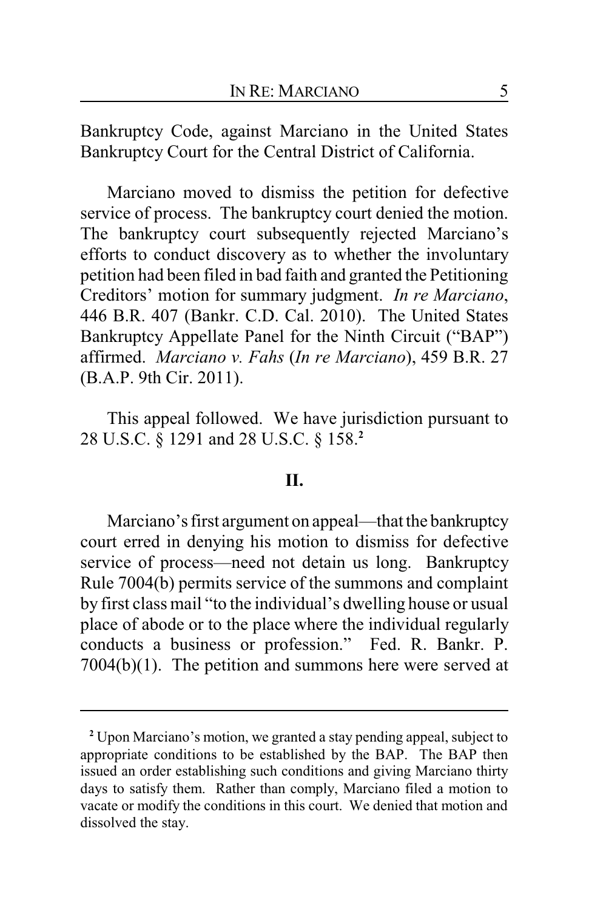Bankruptcy Code, against Marciano in the United States Bankruptcy Court for the Central District of California.

Marciano moved to dismiss the petition for defective service of process. The bankruptcy court denied the motion. The bankruptcy court subsequently rejected Marciano's efforts to conduct discovery as to whether the involuntary petition had been filed in bad faith and granted the Petitioning Creditors' motion for summary judgment. *In re Marciano*, 446 B.R. 407 (Bankr. C.D. Cal. 2010). The United States Bankruptcy Appellate Panel for the Ninth Circuit ("BAP") affirmed. *Marciano v. Fahs* (*In re Marciano*), 459 B.R. 27 (B.A.P. 9th Cir. 2011).

This appeal followed. We have jurisdiction pursuant to 28 U.S.C. § 1291 and 28 U.S.C. § 158.[2]

## II.

Marciano's first argument on appeal—that the bankruptcy court erred in denying his motion to dismiss for defective service of process—need not detain us long. Bankruptcy Rule 7004(b) permits service of the summons and complaint by first class mail "to the individual's dwelling house or usual place of abode or to the place where the individual regularly conducts a business or profession." Fed. R. Bankr. P. 7004(b)(1). The petition and summons here were served at

---

[2] Upon Marciano's motion, we granted a stay pending appeal, subject to appropriate conditions to be established by the BAP. The BAP then issued an order establishing such conditions and giving Marciano thirty days to satisfy them. Rather than comply, Marciano filed a motion to vacate or modify the conditions in this court. We denied that motion and dissolved the stay.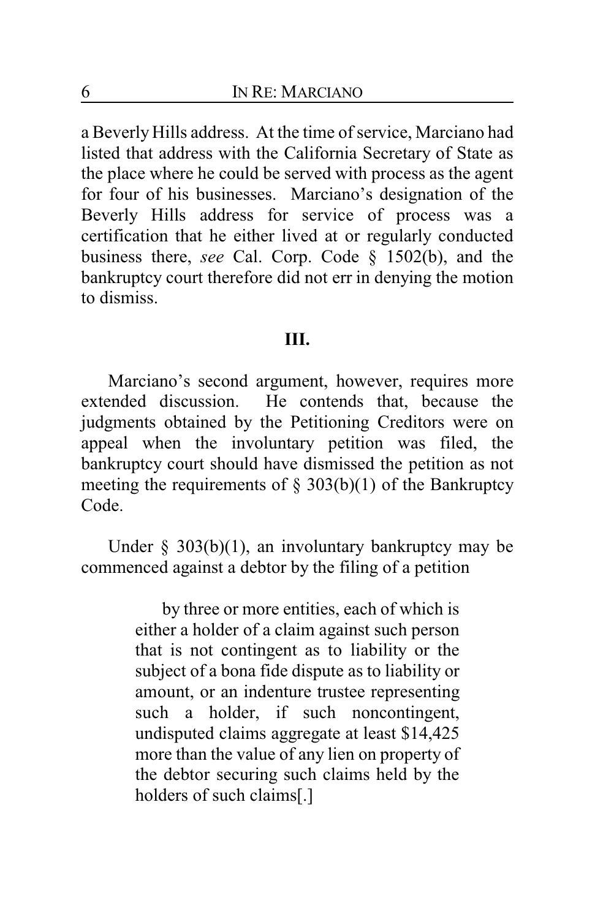a Beverly Hills address. At the time of service, Marciano had listed that address with the California Secretary of State as the place where he could be served with process as the agent for four of his businesses. Marciano's designation of the Beverly Hills address for service of process was a certification that he either lived at or regularly conducted business there, *see* Cal. Corp. Code § 1502(b), and the bankruptcy court therefore did not err in denying the motion to dismiss.

## III.

Marciano's second argument, however, requires more extended discussion. He contends that, because the judgments obtained by the Petitioning Creditors were on appeal when the involuntary petition was filed, the bankruptcy court should have dismissed the petition as not meeting the requirements of § 303(b)(1) of the Bankruptcy Code.

Under § 303(b)(1), an involuntary bankruptcy may be commenced against a debtor by the filing of a petition

> by three or more entities, each of which is either a holder of a claim against such person that is not contingent as to liability or the subject of a bona fide dispute as to liability or amount, or an indenture trustee representing such a holder, if such noncontingent, undisputed claims aggregate at least $14,425 more than the value of any lien on property of the debtor securing such claims held by the holders of such claims[.]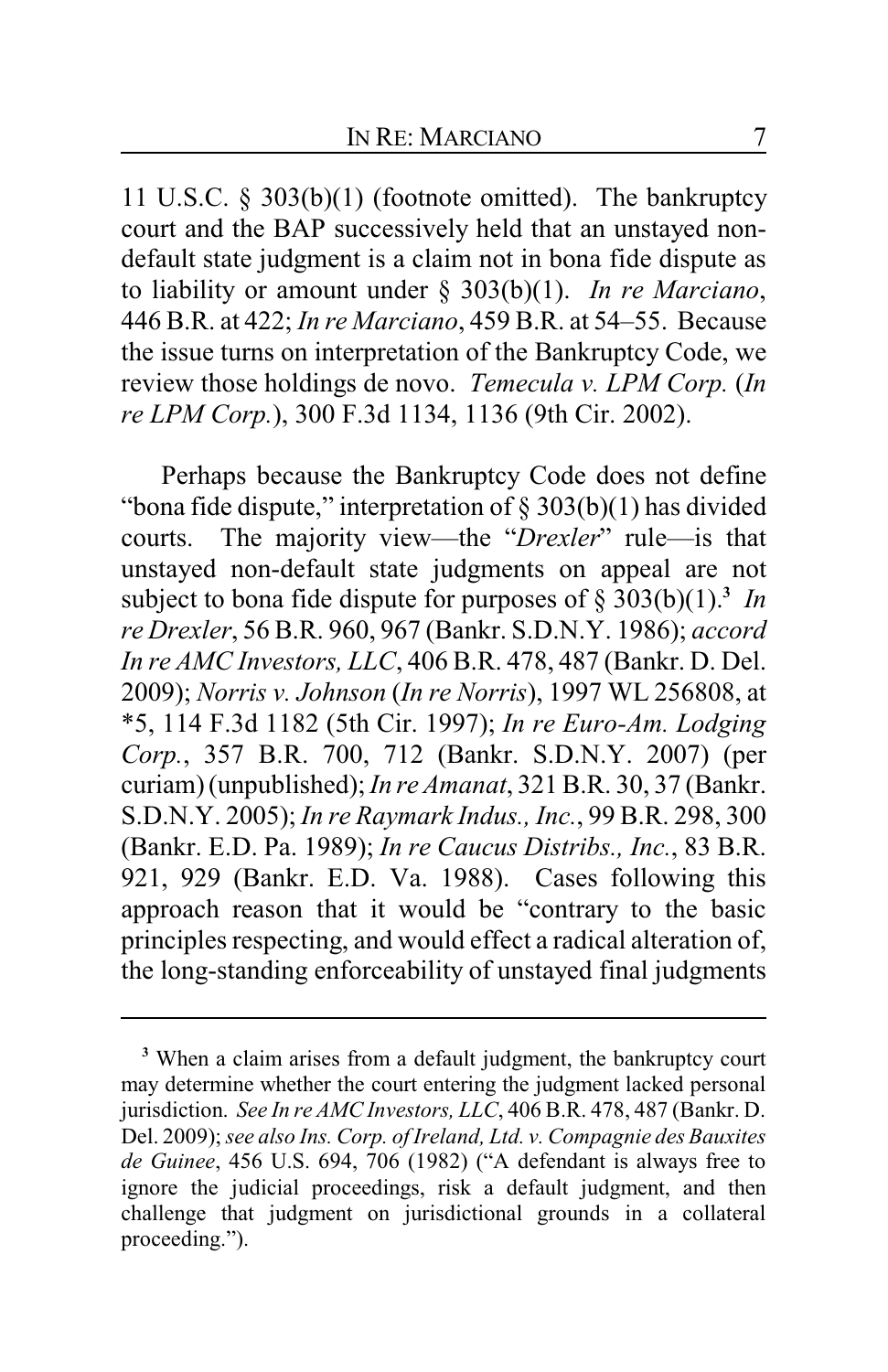11 U.S.C. § 303(b)(1) (footnote omitted). The bankruptcy court and the BAP successively held that an unstayed non-default state judgment is a claim not in bona fide dispute as to liability or amount under § 303(b)(1). *In re Marciano*, 446 B.R. at 422; *In re Marciano*, 459 B.R. at 54–55. Because the issue turns on interpretation of the Bankruptcy Code, we review those holdings de novo. *Temecula v. LPM Corp.* (*In re LPM Corp.*), 300 F.3d 1134, 1136 (9th Cir. 2002).

Perhaps because the Bankruptcy Code does not define "bona fide dispute," interpretation of § 303(b)(1) has divided courts. The majority view—the "*Drexler*" rule—is that unstayed non-default state judgments on appeal are not subject to bona fide dispute for purposes of § 303(b)(1).[3] *In re Drexler*, 56 B.R. 960, 967 (Bankr. S.D.N.Y. 1986); *accord In re AMC Investors, LLC*, 406 B.R. 478, 487 (Bankr. D. Del. 2009); *Norris v. Johnson* (*In re Norris*), 1997 WL 256808, at *5, 114 F.3d 1182 (5th Cir. 1997); *In re Euro-Am. Lodging Corp.*, 357 B.R. 700, 712 (Bankr. S.D.N.Y. 2007) (per curiam) (unpublished); *In re Amanat*, 321 B.R. 30, 37 (Bankr. S.D.N.Y. 2005); *In re Raymark Indus., Inc.*, 99 B.R. 298, 300 (Bankr. E.D. Pa. 1989); *In re Caucus Distribs., Inc.*, 83 B.R. 921, 929 (Bankr. E.D. Va. 1988). Cases following this approach reason that it would be "contrary to the basic principles respecting, and would effect a radical alteration of, the long-standing enforceability of unstayed final judgments

---

[3] When a claim arises from a default judgment, the bankruptcy court may determine whether the court entering the judgment lacked personal jurisdiction. *See In re AMC Investors, LLC*, 406 B.R. 478, 487 (Bankr. D. Del. 2009); *see also Ins. Corp. of Ireland, Ltd. v. Compagnie des Bauxites de Guinee*, 456 U.S. 694, 706 (1982) ("A defendant is always free to ignore the judicial proceedings, risk a default judgment, and then challenge that judgment on jurisdictional grounds in a collateral proceeding.").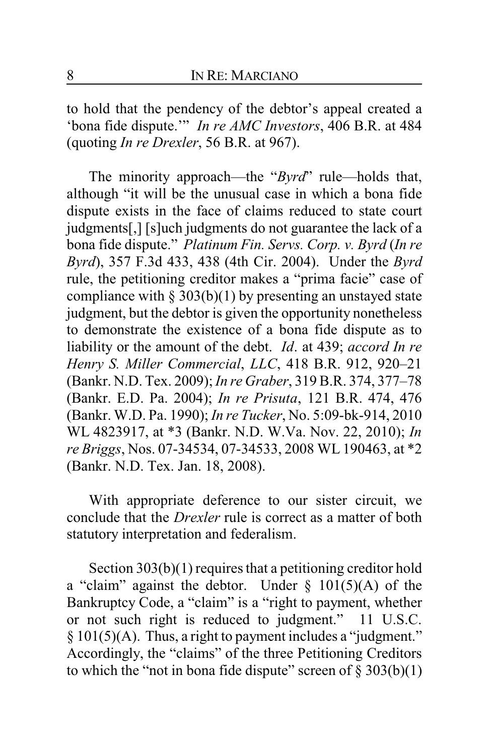to hold that the pendency of the debtor's appeal created a 'bona fide dispute.'" *In re AMC Investors*, 406 B.R. at 484 (quoting *In re Drexler*, 56 B.R. at 967).

The minority approach—the "*Byrd*" rule—holds that, although "it will be the unusual case in which a bona fide dispute exists in the face of claims reduced to state court judgments[,] [s]uch judgments do not guarantee the lack of a bona fide dispute." *Platinum Fin. Servs. Corp. v. Byrd* (*In re Byrd*), 357 F.3d 433, 438 (4th Cir. 2004). Under the *Byrd* rule, the petitioning creditor makes a "prima facie" case of compliance with § 303(b)(1) by presenting an unstayed state judgment, but the debtor is given the opportunity nonetheless to demonstrate the existence of a bona fide dispute as to liability or the amount of the debt. *Id*. at 439; *accord In re Henry S. Miller Commercial*, *LLC*, 418 B.R. 912, 920–21 (Bankr. N.D. Tex. 2009); *In re Graber*, 319 B.R. 374, 377–78 (Bankr. E.D. Pa. 2004); *In re Prisuta*, 121 B.R. 474, 476 (Bankr. W.D. Pa. 1990); *In re Tucker*, No. 5:09-bk-914, 2010 WL 4823917, at *3 (Bankr. N.D. W.Va. Nov. 22, 2010); *In re Briggs*, Nos. 07-34534, 07-34533, 2008 WL 190463, at *2 (Bankr. N.D. Tex. Jan. 18, 2008).

With appropriate deference to our sister circuit, we conclude that the *Drexler* rule is correct as a matter of both statutory interpretation and federalism.

Section 303(b)(1) requires that a petitioning creditor hold a "claim" against the debtor. Under § 101(5)(A) of the Bankruptcy Code, a "claim" is a "right to payment, whether or not such right is reduced to judgment." 11 U.S.C. § 101(5)(A). Thus, a right to payment includes a "judgment." Accordingly, the "claims" of the three Petitioning Creditors to which the "not in bona fide dispute" screen of § 303(b)(1)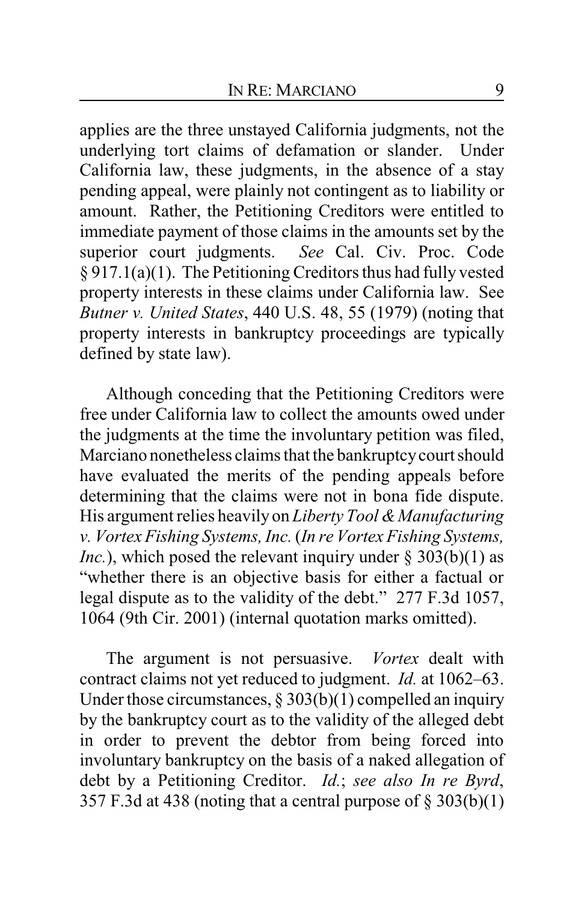applies are the three unstayed California judgments, not the underlying tort claims of defamation or slander. Under California law, these judgments, in the absence of a stay pending appeal, were plainly not contingent as to liability or amount. Rather, the Petitioning Creditors were entitled to immediate payment of those claims in the amounts set by the superior court judgments. *See* Cal. Civ. Proc. Code § 917.1(a)(1). The Petitioning Creditors thus had fully vested property interests in these claims under California law. See *Butner v. United States*, 440 U.S. 48, 55 (1979) (noting that property interests in bankruptcy proceedings are typically defined by state law).

Although conceding that the Petitioning Creditors were free under California law to collect the amounts owed under the judgments at the time the involuntary petition was filed, Marciano nonetheless claims that the bankruptcy court should have evaluated the merits of the pending appeals before determining that the claims were not in bona fide dispute. His argument relies heavily on *Liberty Tool & Manufacturing v. Vortex Fishing Systems, Inc.* (*In re Vortex Fishing Systems, Inc.*), which posed the relevant inquiry under § 303(b)(1) as "whether there is an objective basis for either a factual or legal dispute as to the validity of the debt." 277 F.3d 1057, 1064 (9th Cir. 2001) (internal quotation marks omitted).

The argument is not persuasive. *Vortex* dealt with contract claims not yet reduced to judgment. *Id.* at 1062–63. Under those circumstances, § 303(b)(1) compelled an inquiry by the bankruptcy court as to the validity of the alleged debt in order to prevent the debtor from being forced into involuntary bankruptcy on the basis of a naked allegation of debt by a Petitioning Creditor. *Id.*; *see also In re Byrd*, 357 F.3d at 438 (noting that a central purpose of § 303(b)(1)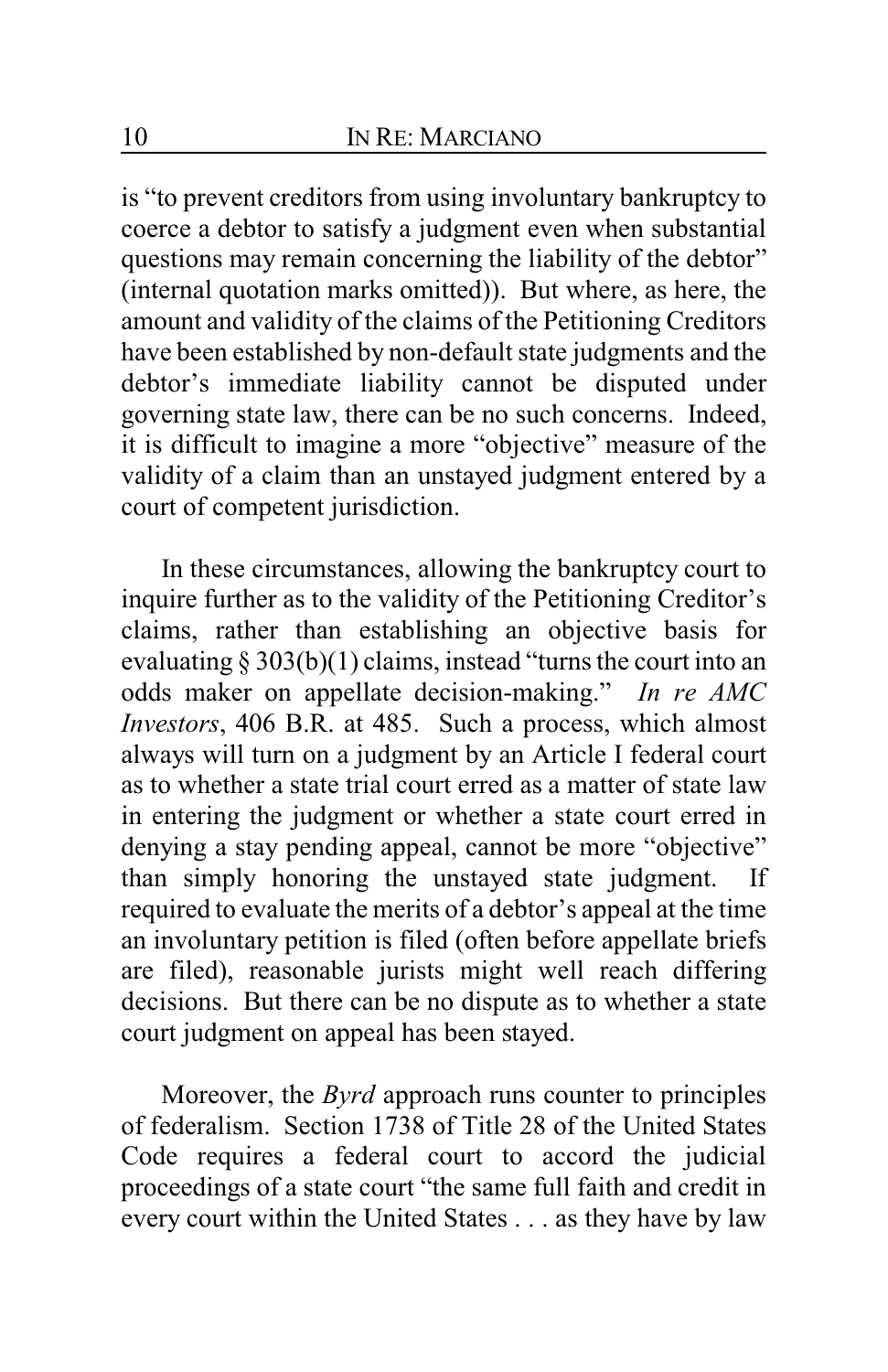is "to prevent creditors from using involuntary bankruptcy to coerce a debtor to satisfy a judgment even when substantial questions may remain concerning the liability of the debtor" (internal quotation marks omitted)). But where, as here, the amount and validity of the claims of the Petitioning Creditors have been established by non-default state judgments and the debtor's immediate liability cannot be disputed under governing state law, there can be no such concerns. Indeed, it is difficult to imagine a more "objective" measure of the validity of a claim than an unstayed judgment entered by a court of competent jurisdiction.

In these circumstances, allowing the bankruptcy court to inquire further as to the validity of the Petitioning Creditor's claims, rather than establishing an objective basis for evaluating § 303(b)(1) claims, instead "turns the court into an odds maker on appellate decision-making." *In re AMC Investors*, 406 B.R. at 485. Such a process, which almost always will turn on a judgment by an Article I federal court as to whether a state trial court erred as a matter of state law in entering the judgment or whether a state court erred in denying a stay pending appeal, cannot be more "objective" than simply honoring the unstayed state judgment. If required to evaluate the merits of a debtor's appeal at the time an involuntary petition is filed (often before appellate briefs are filed), reasonable jurists might well reach differing decisions. But there can be no dispute as to whether a state court judgment on appeal has been stayed.

Moreover, the *Byrd* approach runs counter to principles of federalism. Section 1738 of Title 28 of the United States Code requires a federal court to accord the judicial proceedings of a state court "the same full faith and credit in every court within the United States . . . as they have by law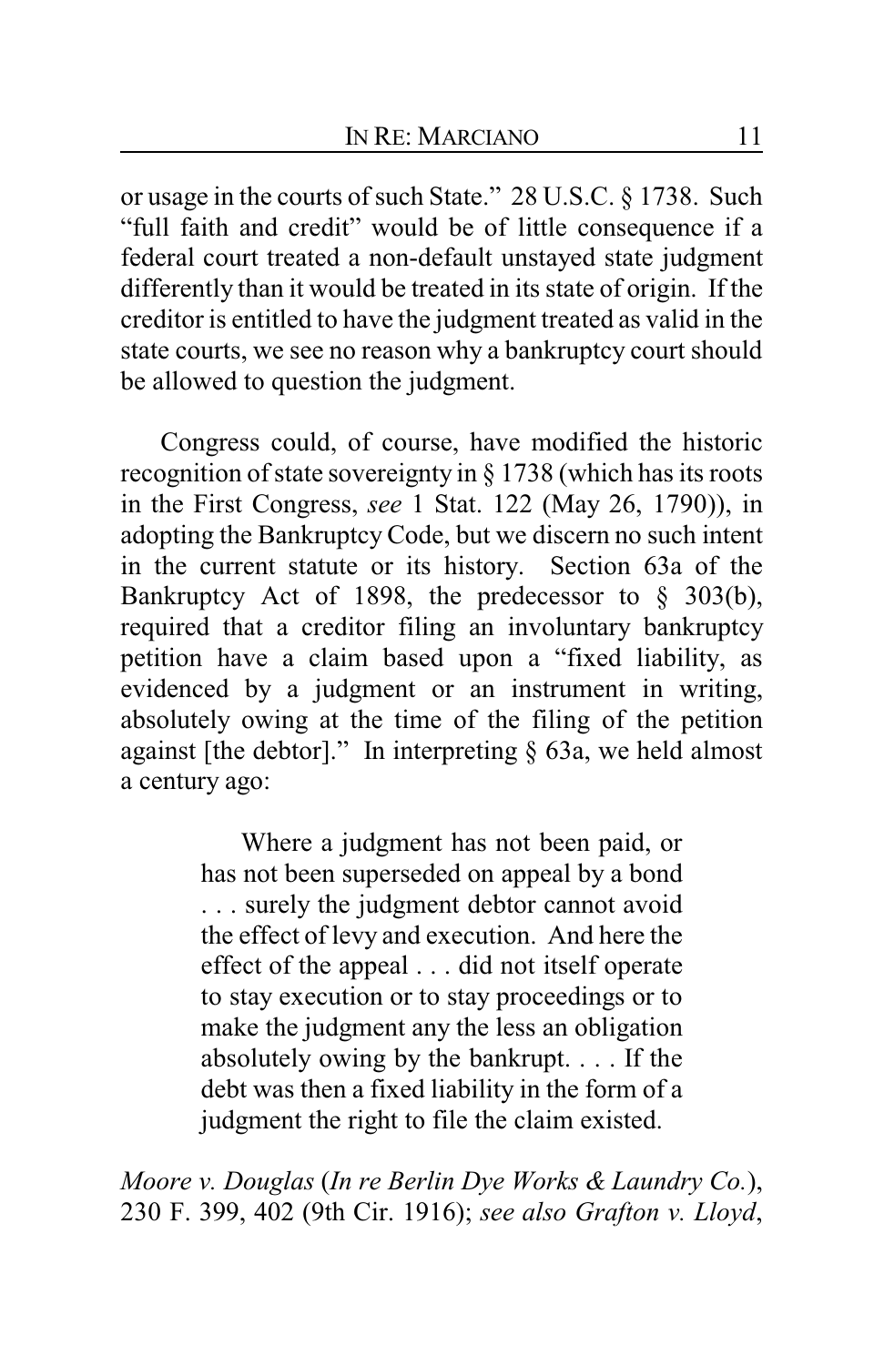or usage in the courts of such State." 28 U.S.C. § 1738. Such "full faith and credit" would be of little consequence if a federal court treated a non-default unstayed state judgment differently than it would be treated in its state of origin. If the creditor is entitled to have the judgment treated as valid in the state courts, we see no reason why a bankruptcy court should be allowed to question the judgment.

Congress could, of course, have modified the historic recognition of state sovereignty in § 1738 (which has its roots in the First Congress, *see* 1 Stat. 122 (May 26, 1790)), in adopting the Bankruptcy Code, but we discern no such intent in the current statute or its history. Section 63a of the Bankruptcy Act of 1898, the predecessor to § 303(b), required that a creditor filing an involuntary bankruptcy petition have a claim based upon a "fixed liability, as evidenced by a judgment or an instrument in writing, absolutely owing at the time of the filing of the petition against [the debtor]." In interpreting § 63a, we held almost a century ago:

> Where a judgment has not been paid, or has not been superseded on appeal by a bond . . . surely the judgment debtor cannot avoid the effect of levy and execution. And here the effect of the appeal . . . did not itself operate to stay execution or to stay proceedings or to make the judgment any the less an obligation absolutely owing by the bankrupt. . . . If the debt was then a fixed liability in the form of a judgment the right to file the claim existed.

*Moore v. Douglas* (*In re Berlin Dye Works & Laundry Co.*), 230 F. 399, 402 (9th Cir. 1916); *see also Grafton v. Lloyd*,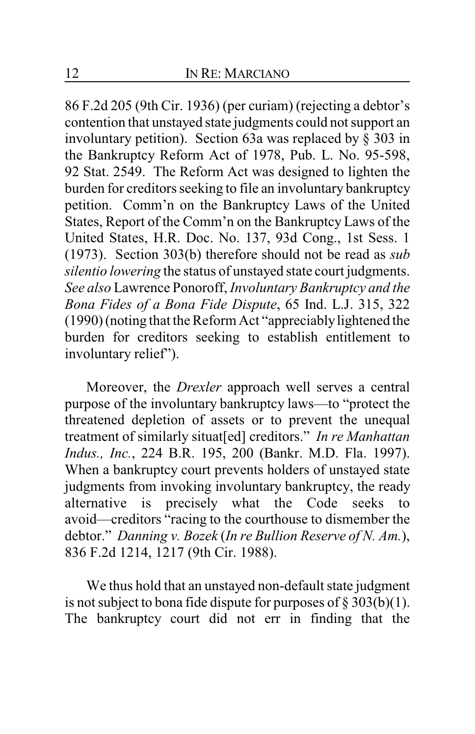86 F.2d 205 (9th Cir. 1936) (per curiam) (rejecting a debtor's contention that unstayed state judgments could not support an involuntary petition). Section 63a was replaced by § 303 in the Bankruptcy Reform Act of 1978, Pub. L. No. 95-598, 92 Stat. 2549. The Reform Act was designed to lighten the burden for creditors seeking to file an involuntary bankruptcy petition. Comm'n on the Bankruptcy Laws of the United States, Report of the Comm'n on the Bankruptcy Laws of the United States, H.R. Doc. No. 137, 93d Cong., 1st Sess. 1 (1973). Section 303(b) therefore should not be read as *sub silentio lowering* the status of unstayed state court judgments. *See also* Lawrence Ponoroff, *Involuntary Bankruptcy and the Bona Fides of a Bona Fide Dispute*, 65 Ind. L.J. 315, 322 (1990) (noting that the Reform Act "appreciably lightened the burden for creditors seeking to establish entitlement to involuntary relief").

Moreover, the *Drexler* approach well serves a central purpose of the involuntary bankruptcy laws—to "protect the threatened depletion of assets or to prevent the unequal treatment of similarly situat[ed] creditors." *In re Manhattan Indus., Inc.*, 224 B.R. 195, 200 (Bankr. M.D. Fla. 1997). When a bankruptcy court prevents holders of unstayed state judgments from invoking involuntary bankruptcy, the ready alternative is precisely what the Code seeks to avoid—creditors "racing to the courthouse to dismember the debtor." *Danning v. Bozek* (*In re Bullion Reserve of N. Am.*), 836 F.2d 1214, 1217 (9th Cir. 1988).

We thus hold that an unstayed non-default state judgment is not subject to bona fide dispute for purposes of § 303(b)(1). The bankruptcy court did not err in finding that the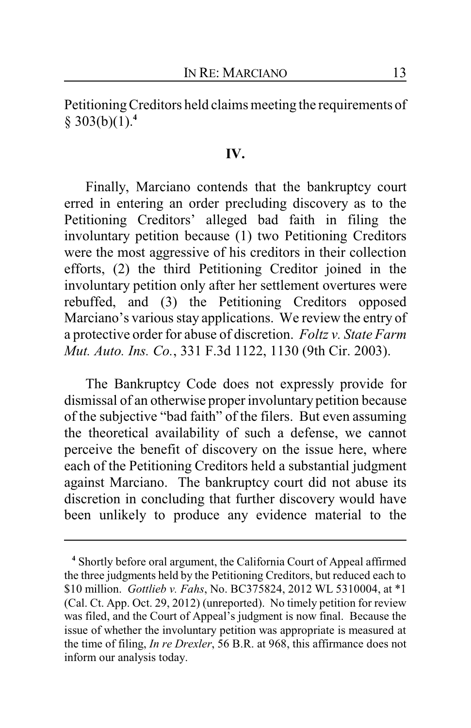Petitioning Creditors held claims meeting the requirements of § 303(b)(1).[4]

## IV.

Finally, Marciano contends that the bankruptcy court erred in entering an order precluding discovery as to the Petitioning Creditors' alleged bad faith in filing the involuntary petition because (1) two Petitioning Creditors were the most aggressive of his creditors in their collection efforts, (2) the third Petitioning Creditor joined in the involuntary petition only after her settlement overtures were rebuffed, and (3) the Petitioning Creditors opposed Marciano's various stay applications. We review the entry of a protective order for abuse of discretion. *Foltz v. State Farm Mut. Auto. Ins. Co.*, 331 F.3d 1122, 1130 (9th Cir. 2003).

The Bankruptcy Code does not expressly provide for dismissal of an otherwise proper involuntary petition because of the subjective "bad faith" of the filers. But even assuming the theoretical availability of such a defense, we cannot perceive the benefit of discovery on the issue here, where each of the Petitioning Creditors held a substantial judgment against Marciano. The bankruptcy court did not abuse its discretion in concluding that further discovery would have been unlikely to produce any evidence material to the

---

[4] Shortly before oral argument, the California Court of Appeal affirmed the three judgments held by the Petitioning Creditors, but reduced each to $10 million. *Gottlieb v. Fahs*, No. BC375824, 2012 WL 5310004, at *1 (Cal. Ct. App. Oct. 29, 2012) (unreported). No timely petition for review was filed, and the Court of Appeal's judgment is now final. Because the issue of whether the involuntary petition was appropriate is measured at the time of filing, *In re Drexler*, 56 B.R. at 968, this affirmance does not inform our analysis today.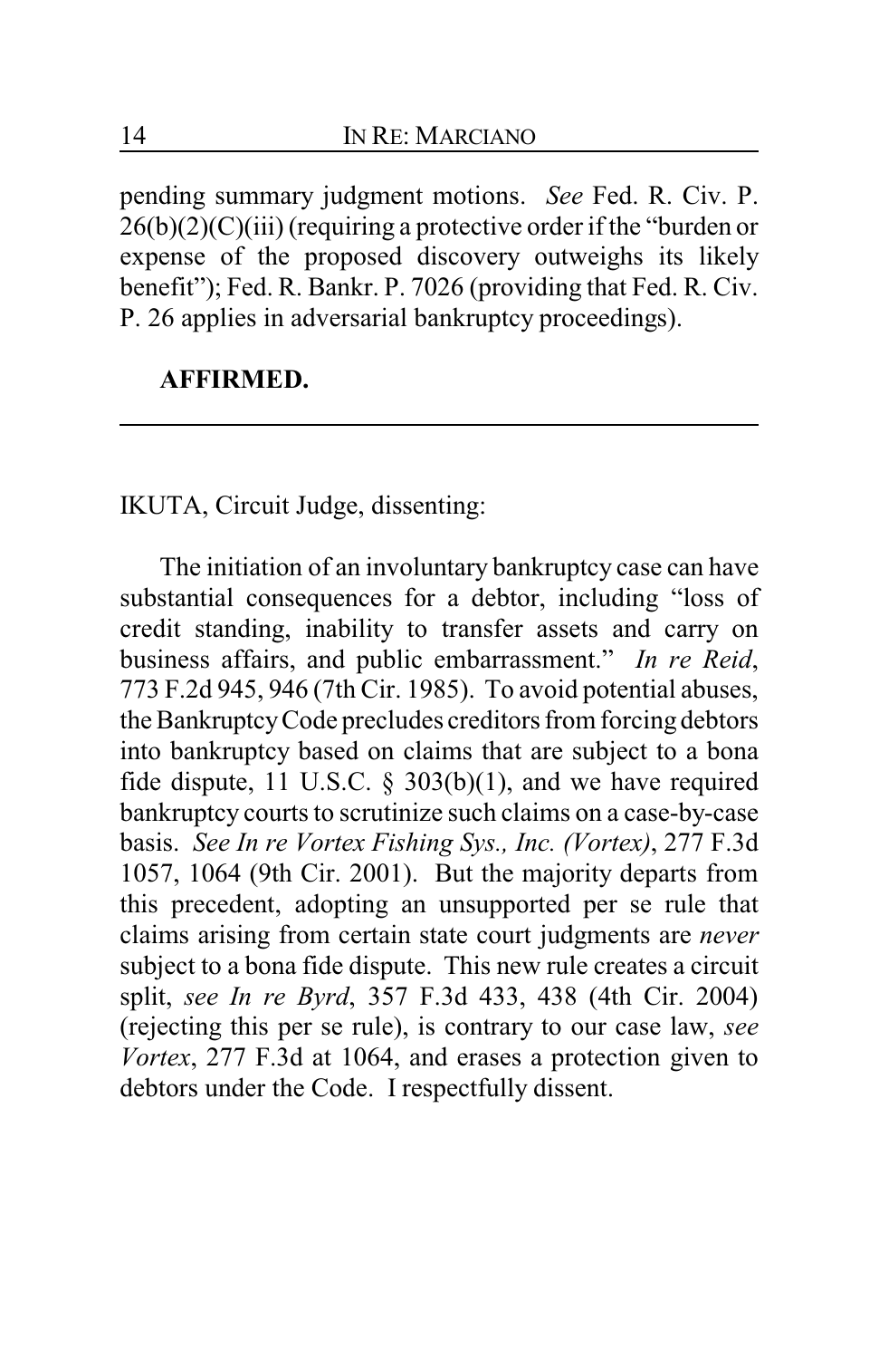pending summary judgment motions. *See* Fed. R. Civ. P. 26(b)(2)(C)(iii) (requiring a protective order if the "burden or expense of the proposed discovery outweighs its likely benefit"); Fed. R. Bankr. P. 7026 (providing that Fed. R. Civ. P. 26 applies in adversarial bankruptcy proceedings).

**AFFIRMED.**

---

IKUTA, Circuit Judge, dissenting:

The initiation of an involuntary bankruptcy case can have substantial consequences for a debtor, including "loss of credit standing, inability to transfer assets and carry on business affairs, and public embarrassment." *In re Reid*, 773 F.2d 945, 946 (7th Cir. 1985). To avoid potential abuses, the Bankruptcy Code precludes creditors from forcing debtors into bankruptcy based on claims that are subject to a bona fide dispute, 11 U.S.C. § 303(b)(1), and we have required bankruptcy courts to scrutinize such claims on a case-by-case basis. *See In re Vortex Fishing Sys., Inc. (Vortex)*, 277 F.3d 1057, 1064 (9th Cir. 2001). But the majority departs from this precedent, adopting an unsupported per se rule that claims arising from certain state court judgments are *never* subject to a bona fide dispute. This new rule creates a circuit split, *see In re Byrd*, 357 F.3d 433, 438 (4th Cir. 2004) (rejecting this per se rule), is contrary to our case law, *see Vortex*, 277 F.3d at 1064, and erases a protection given to debtors under the Code. I respectfully dissent.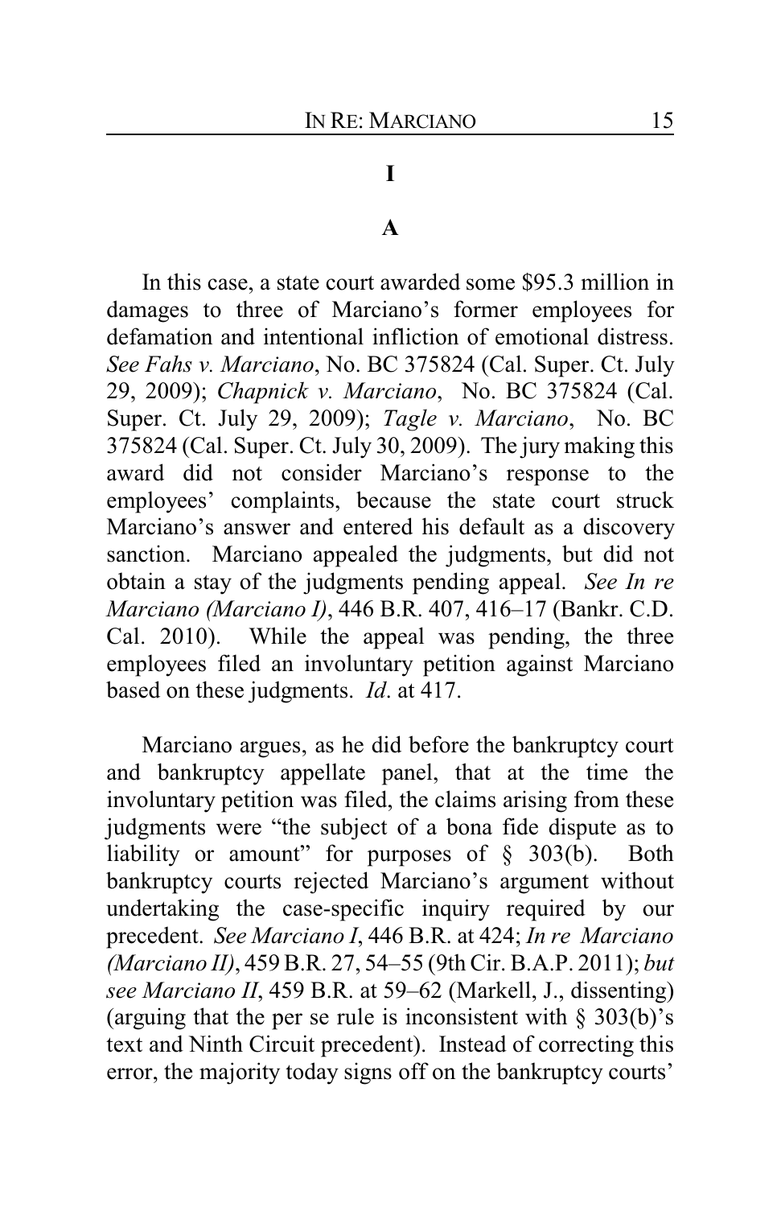# I

## A

In this case, a state court awarded some $95.3 million in damages to three of Marciano's former employees for defamation and intentional infliction of emotional distress. *See Fahs v. Marciano*, No. BC 375824 (Cal. Super. Ct. July 29, 2009); *Chapnick v. Marciano*, No. BC 375824 (Cal. Super. Ct. July 29, 2009); *Tagle v. Marciano*, No. BC 375824 (Cal. Super. Ct. July 30, 2009). The jury making this award did not consider Marciano's response to the employees' complaints, because the state court struck Marciano's answer and entered his default as a discovery sanction. Marciano appealed the judgments, but did not obtain a stay of the judgments pending appeal. *See In re Marciano (Marciano I)*, 446 B.R. 407, 416–17 (Bankr. C.D. Cal. 2010). While the appeal was pending, the three employees filed an involuntary petition against Marciano based on these judgments. *Id*. at 417.

Marciano argues, as he did before the bankruptcy court and bankruptcy appellate panel, that at the time the involuntary petition was filed, the claims arising from these judgments were "the subject of a bona fide dispute as to liability or amount" for purposes of § 303(b). Both bankruptcy courts rejected Marciano's argument without undertaking the case-specific inquiry required by our precedent. *See Marciano I*, 446 B.R. at 424; *In re Marciano (Marciano II)*, 459 B.R. 27, 54–55 (9th Cir. B.A.P. 2011); *but see Marciano II*, 459 B.R. at 59–62 (Markell, J., dissenting) (arguing that the per se rule is inconsistent with § 303(b)'s text and Ninth Circuit precedent). Instead of correcting this error, the majority today signs off on the bankruptcy courts'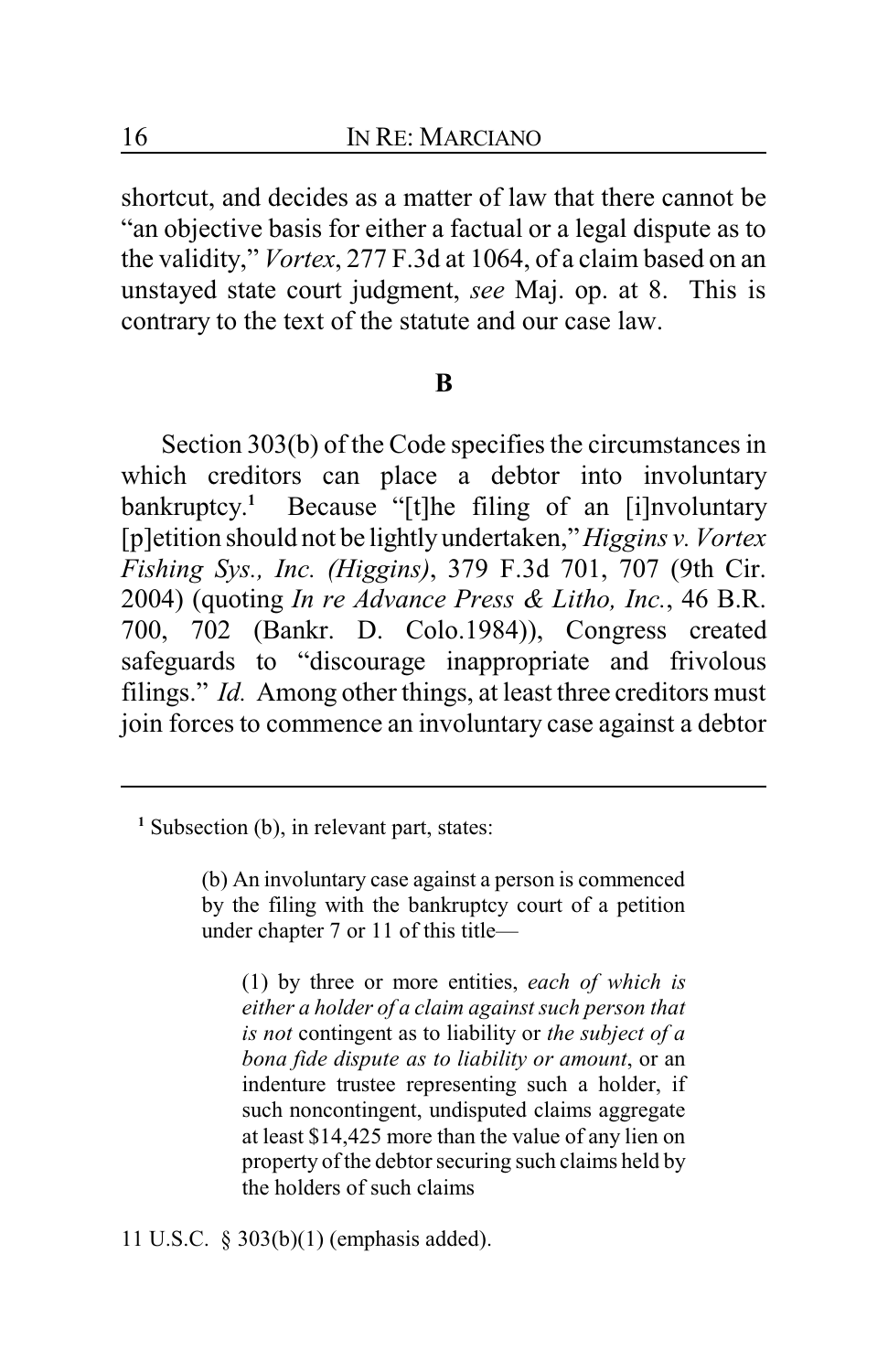shortcut, and decides as a matter of law that there cannot be "an objective basis for either a factual or a legal dispute as to the validity," *Vortex*, 277 F.3d at 1064, of a claim based on an unstayed state court judgment, *see* Maj. op. at 8. This is contrary to the text of the statute and our case law.

## B

Section 303(b) of the Code specifies the circumstances in which creditors can place a debtor into involuntary bankruptcy.[1] Because "[t]he filing of an [i]nvoluntary [p]etition should not be lightly undertaken," *Higgins v. Vortex Fishing Sys., Inc. (Higgins)*, 379 F.3d 701, 707 (9th Cir. 2004) (quoting *In re Advance Press & Litho, Inc.*, 46 B.R. 700, 702 (Bankr. D. Colo.1984)), Congress created safeguards to "discourage inappropriate and frivolous filings." *Id.* Among other things, at least three creditors must join forces to commence an involuntary case against a debtor

---

[1] Subsection (b), in relevant part, states:

> (b) An involuntary case against a person is commenced by the filing with the bankruptcy court of a petition under chapter 7 or 11 of this title—
>
> > (1) by three or more entities, *each of which is either a holder of a claim against such person that is not* contingent as to liability or *the subject of a bona fide dispute as to liability or amount*, or an indenture trustee representing such a holder, if such noncontingent, undisputed claims aggregate at least $14,425 more than the value of any lien on property of the debtor securing such claims held by the holders of such claims

11 U.S.C. § 303(b)(1) (emphasis added).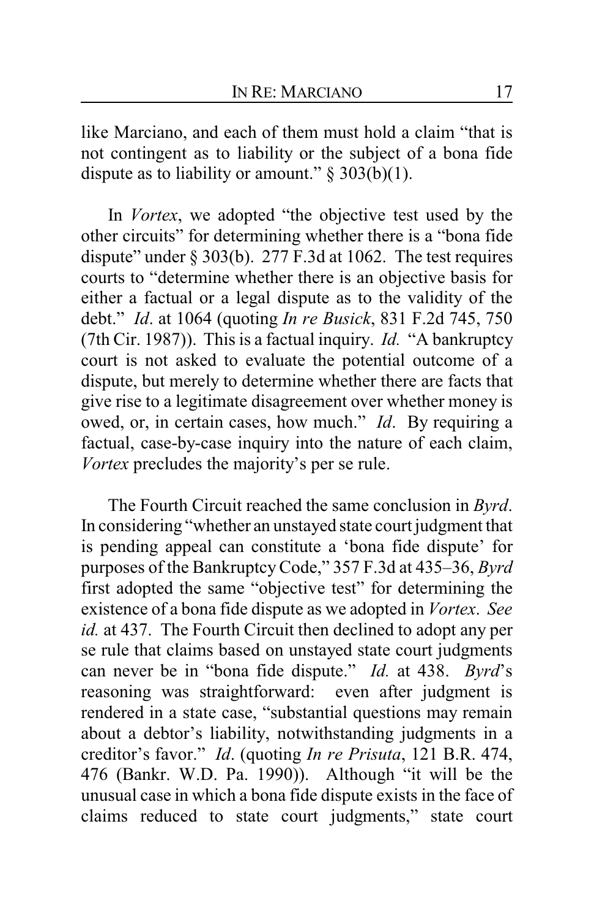like Marciano, and each of them must hold a claim "that is not contingent as to liability or the subject of a bona fide dispute as to liability or amount." § 303(b)(1).

In *Vortex*, we adopted "the objective test used by the other circuits" for determining whether there is a "bona fide dispute" under § 303(b). 277 F.3d at 1062. The test requires courts to "determine whether there is an objective basis for either a factual or a legal dispute as to the validity of the debt." *Id*. at 1064 (quoting *In re Busick*, 831 F.2d 745, 750 (7th Cir. 1987)). This is a factual inquiry. *Id.* "A bankruptcy court is not asked to evaluate the potential outcome of a dispute, but merely to determine whether there are facts that give rise to a legitimate disagreement over whether money is owed, or, in certain cases, how much." *Id*. By requiring a factual, case-by-case inquiry into the nature of each claim, *Vortex* precludes the majority's per se rule.

The Fourth Circuit reached the same conclusion in *Byrd*. In considering "whether an unstayed state court judgment that is pending appeal can constitute a 'bona fide dispute' for purposes of the Bankruptcy Code," 357 F.3d at 435–36, *Byrd* first adopted the same "objective test" for determining the existence of a bona fide dispute as we adopted in *Vortex*. *See id.* at 437. The Fourth Circuit then declined to adopt any per se rule that claims based on unstayed state court judgments can never be in "bona fide dispute." *Id.* at 438. *Byrd*'s reasoning was straightforward: even after judgment is rendered in a state case, "substantial questions may remain about a debtor's liability, notwithstanding judgments in a creditor's favor." *Id*. (quoting *In re Prisuta*, 121 B.R. 474, 476 (Bankr. W.D. Pa. 1990)). Although "it will be the unusual case in which a bona fide dispute exists in the face of claims reduced to state court judgments," state court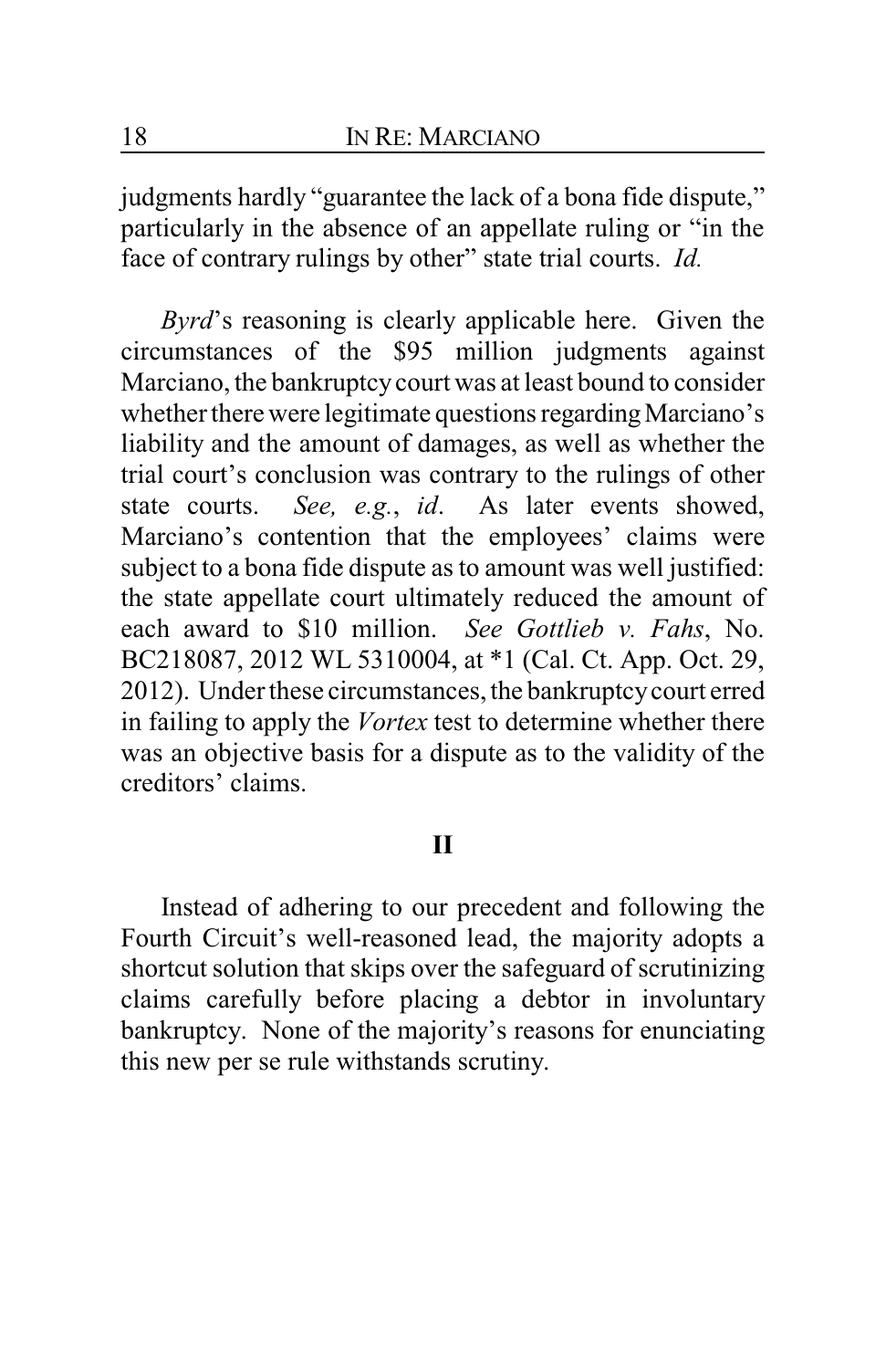judgments hardly "guarantee the lack of a bona fide dispute," particularly in the absence of an appellate ruling or "in the face of contrary rulings by other" state trial courts. *Id.*

*Byrd*'s reasoning is clearly applicable here. Given the circumstances of the $95 million judgments against Marciano, the bankruptcy court was at least bound to consider whether there were legitimate questions regarding Marciano's liability and the amount of damages, as well as whether the trial court's conclusion was contrary to the rulings of other state courts. *See, e.g.*, *id*. As later events showed, Marciano's contention that the employees' claims were subject to a bona fide dispute as to amount was well justified: the state appellate court ultimately reduced the amount of each award to $10 million. *See Gottlieb v. Fahs*, No. BC218087, 2012 WL 5310004, at *1 (Cal. Ct. App. Oct. 29, 2012). Under these circumstances, the bankruptcy court erred in failing to apply the *Vortex* test to determine whether there was an objective basis for a dispute as to the validity of the creditors' claims.

## II

Instead of adhering to our precedent and following the Fourth Circuit's well-reasoned lead, the majority adopts a shortcut solution that skips over the safeguard of scrutinizing claims carefully before placing a debtor in involuntary bankruptcy. None of the majority's reasons for enunciating this new per se rule withstands scrutiny.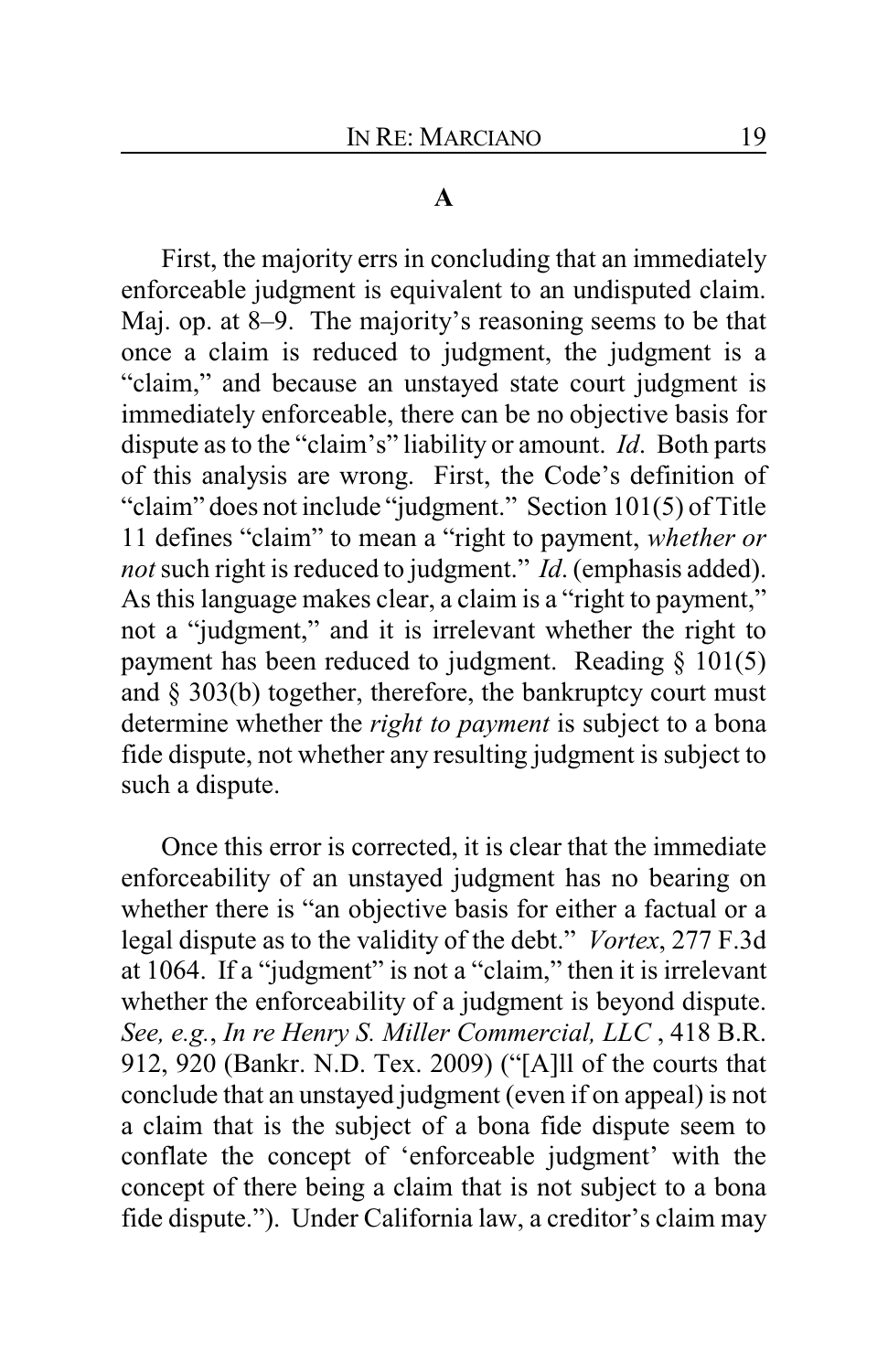### A

First, the majority errs in concluding that an immediately enforceable judgment is equivalent to an undisputed claim. Maj. op. at 8–9. The majority's reasoning seems to be that once a claim is reduced to judgment, the judgment is a "claim," and because an unstayed state court judgment is immediately enforceable, there can be no objective basis for dispute as to the "claim's" liability or amount. *Id*. Both parts of this analysis are wrong. First, the Code's definition of "claim" does not include "judgment." Section 101(5) of Title 11 defines "claim" to mean a "right to payment, *whether or not* such right is reduced to judgment." *Id*. (emphasis added). As this language makes clear, a claim is a "right to payment," not a "judgment," and it is irrelevant whether the right to payment has been reduced to judgment. Reading § 101(5) and § 303(b) together, therefore, the bankruptcy court must determine whether the *right to payment* is subject to a bona fide dispute, not whether any resulting judgment is subject to such a dispute.

Once this error is corrected, it is clear that the immediate enforceability of an unstayed judgment has no bearing on whether there is "an objective basis for either a factual or a legal dispute as to the validity of the debt." *Vortex*, 277 F.3d at 1064. If a "judgment" is not a "claim," then it is irrelevant whether the enforceability of a judgment is beyond dispute. *See, e.g.*, *In re Henry S. Miller Commercial, LLC* , 418 B.R. 912, 920 (Bankr. N.D. Tex. 2009) ("[A]ll of the courts that conclude that an unstayed judgment (even if on appeal) is not a claim that is the subject of a bona fide dispute seem to conflate the concept of 'enforceable judgment' with the concept of there being a claim that is not subject to a bona fide dispute."). Under California law, a creditor's claim may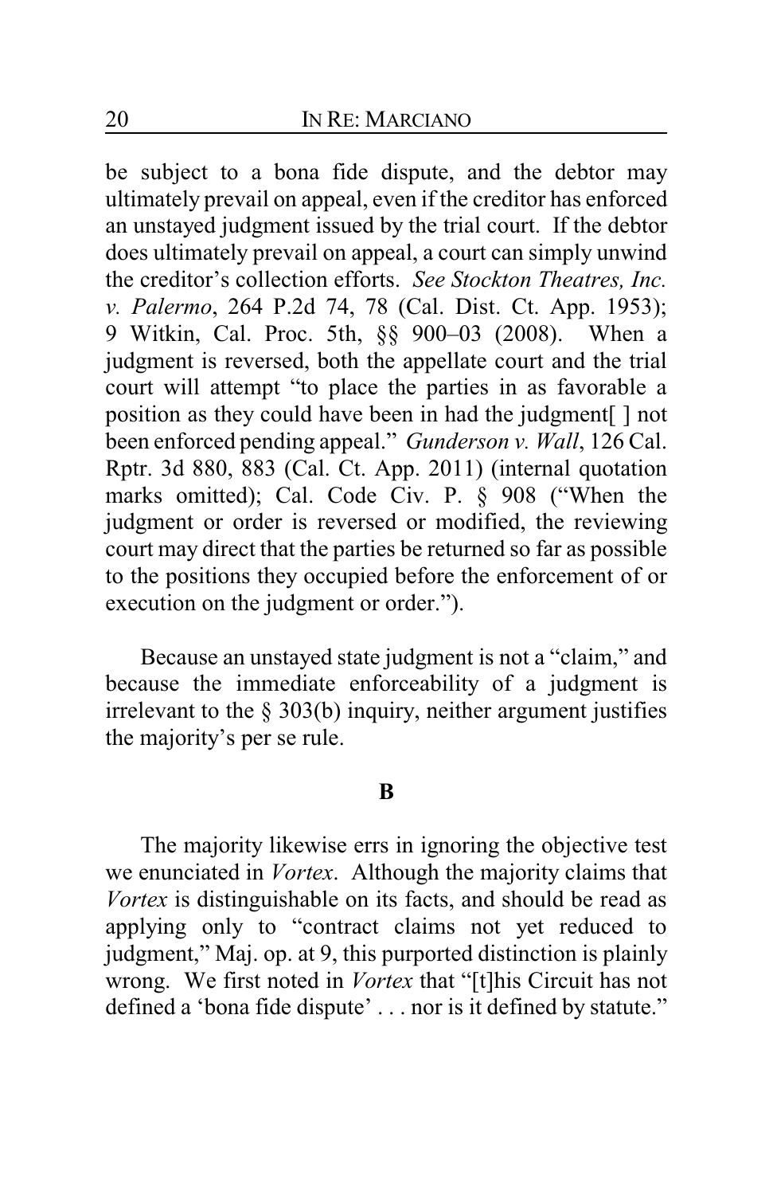be subject to a bona fide dispute, and the debtor may ultimately prevail on appeal, even if the creditor has enforced an unstayed judgment issued by the trial court. If the debtor does ultimately prevail on appeal, a court can simply unwind the creditor's collection efforts. *See Stockton Theatres, Inc. v. Palermo*, 264 P.2d 74, 78 (Cal. Dist. Ct. App. 1953); 9 Witkin, Cal. Proc. 5th, §§ 900–03 (2008). When a judgment is reversed, both the appellate court and the trial court will attempt "to place the parties in as favorable a position as they could have been in had the judgment[ ] not been enforced pending appeal." *Gunderson v. Wall*, 126 Cal. Rptr. 3d 880, 883 (Cal. Ct. App. 2011) (internal quotation marks omitted); Cal. Code Civ. P. § 908 ("When the judgment or order is reversed or modified, the reviewing court may direct that the parties be returned so far as possible to the positions they occupied before the enforcement of or execution on the judgment or order.").

Because an unstayed state judgment is not a "claim," and because the immediate enforceability of a judgment is irrelevant to the § 303(b) inquiry, neither argument justifies the majority's per se rule.

**B**

The majority likewise errs in ignoring the objective test we enunciated in *Vortex*. Although the majority claims that *Vortex* is distinguishable on its facts, and should be read as applying only to "contract claims not yet reduced to judgment," Maj. op. at 9, this purported distinction is plainly wrong. We first noted in *Vortex* that "[t]his Circuit has not defined a 'bona fide dispute' . . . nor is it defined by statute."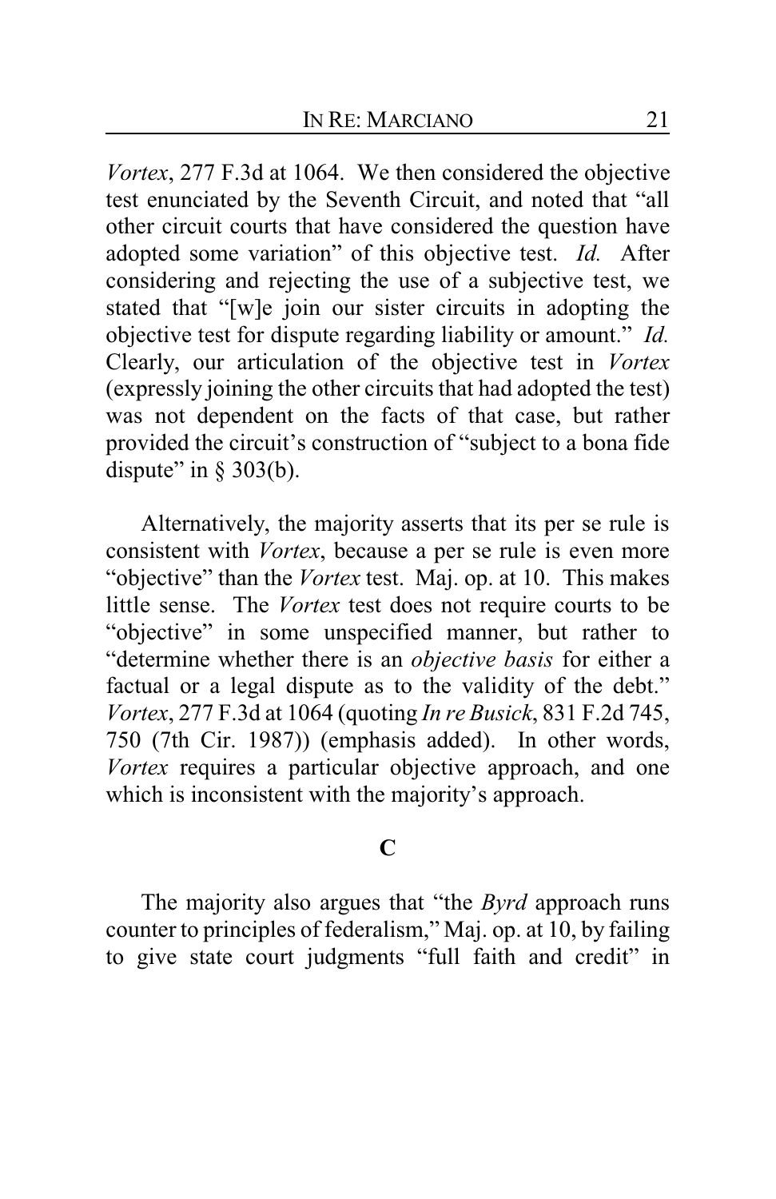*Vortex*, 277 F.3d at 1064. We then considered the objective test enunciated by the Seventh Circuit, and noted that "all other circuit courts that have considered the question have adopted some variation" of this objective test. *Id.* After considering and rejecting the use of a subjective test, we stated that "[w]e join our sister circuits in adopting the objective test for dispute regarding liability or amount." *Id.* Clearly, our articulation of the objective test in *Vortex* (expressly joining the other circuits that had adopted the test) was not dependent on the facts of that case, but rather provided the circuit's construction of "subject to a bona fide dispute" in § 303(b).

Alternatively, the majority asserts that its per se rule is consistent with *Vortex*, because a per se rule is even more "objective" than the *Vortex* test. Maj. op. at 10. This makes little sense. The *Vortex* test does not require courts to be "objective" in some unspecified manner, but rather to "determine whether there is an *objective basis* for either a factual or a legal dispute as to the validity of the debt." *Vortex*, 277 F.3d at 1064 (quoting *In re Busick*, 831 F.2d 745, 750 (7th Cir. 1987)) (emphasis added). In other words, *Vortex* requires a particular objective approach, and one which is inconsistent with the majority's approach.

**C**

The majority also argues that "the *Byrd* approach runs counter to principles of federalism," Maj. op. at 10, by failing to give state court judgments "full faith and credit" in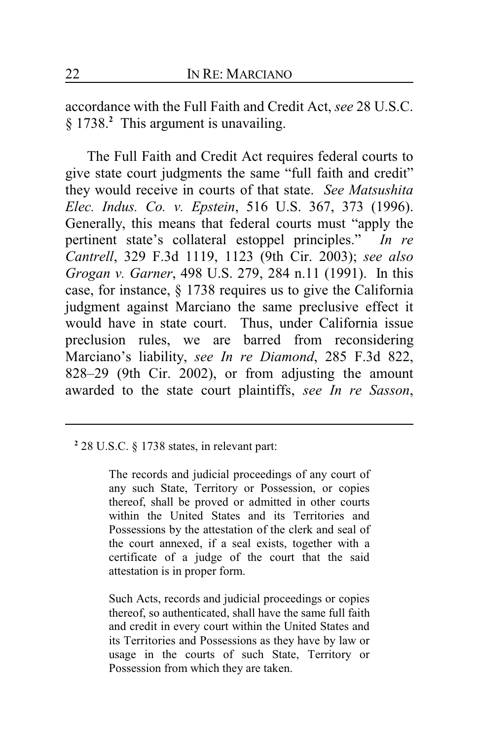accordance with the Full Faith and Credit Act, *see* 28 U.S.C. § 1738.[2] This argument is unavailing.

The Full Faith and Credit Act requires federal courts to give state court judgments the same "full faith and credit" they would receive in courts of that state. *See Matsushita Elec. Indus. Co. v. Epstein*, 516 U.S. 367, 373 (1996). Generally, this means that federal courts must "apply the pertinent state's collateral estoppel principles." *In re Cantrell*, 329 F.3d 1119, 1123 (9th Cir. 2003); *see also Grogan v. Garner*, 498 U.S. 279, 284 n.11 (1991). In this case, for instance, § 1738 requires us to give the California judgment against Marciano the same preclusive effect it would have in state court. Thus, under California issue preclusion rules, we are barred from reconsidering Marciano's liability, *see In re Diamond*, 285 F.3d 822, 828–29 (9th Cir. 2002), or from adjusting the amount awarded to the state court plaintiffs, *see In re Sasson*,

---

[2] 28 U.S.C. § 1738 states, in relevant part:

> The records and judicial proceedings of any court of any such State, Territory or Possession, or copies thereof, shall be proved or admitted in other courts within the United States and its Territories and Possessions by the attestation of the clerk and seal of the court annexed, if a seal exists, together with a certificate of a judge of the court that the said attestation is in proper form.
>
> Such Acts, records and judicial proceedings or copies thereof, so authenticated, shall have the same full faith and credit in every court within the United States and its Territories and Possessions as they have by law or usage in the courts of such State, Territory or Possession from which they are taken.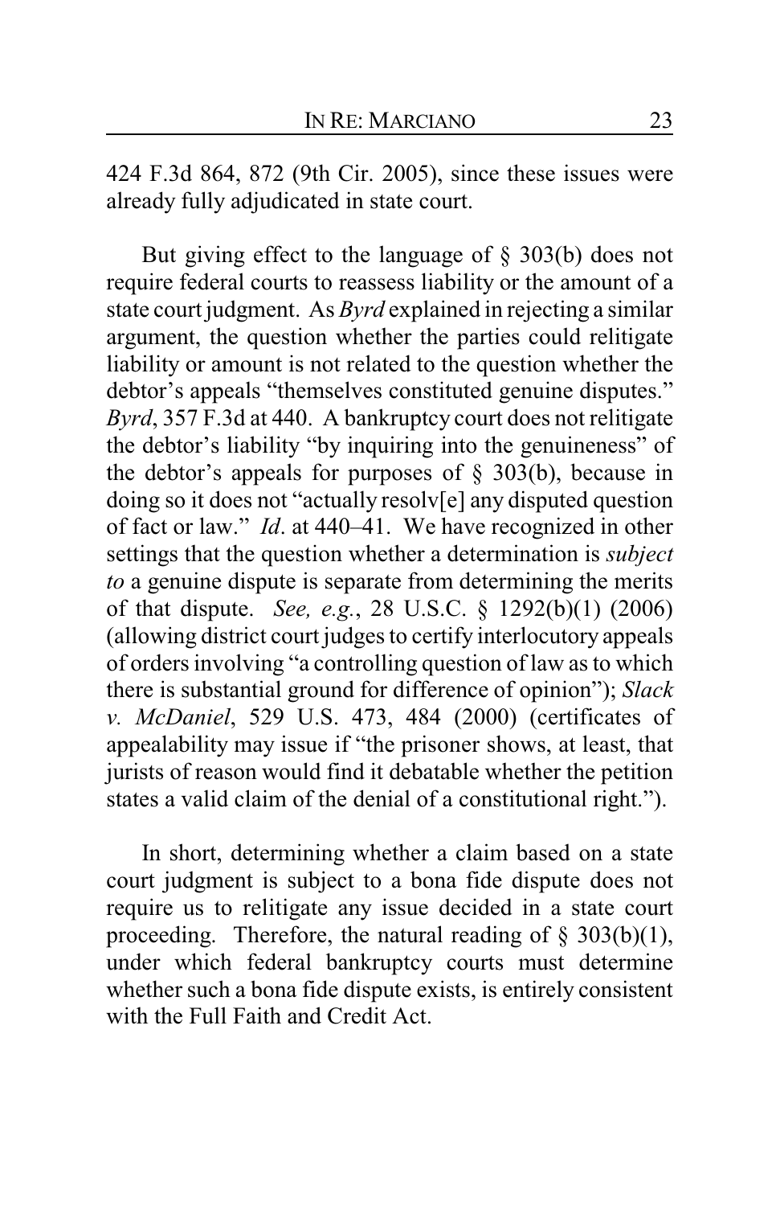424 F.3d 864, 872 (9th Cir. 2005), since these issues were already fully adjudicated in state court.

But giving effect to the language of § 303(b) does not require federal courts to reassess liability or the amount of a state court judgment. As *Byrd* explained in rejecting a similar argument, the question whether the parties could relitigate liability or amount is not related to the question whether the debtor's appeals "themselves constituted genuine disputes." *Byrd*, 357 F.3d at 440. A bankruptcy court does not relitigate the debtor's liability "by inquiring into the genuineness" of the debtor's appeals for purposes of § 303(b), because in doing so it does not "actually resolv[e] any disputed question of fact or law." *Id*. at 440–41. We have recognized in other settings that the question whether a determination is *subject to* a genuine dispute is separate from determining the merits of that dispute. *See, e.g.*, 28 U.S.C. § 1292(b)(1) (2006) (allowing district court judges to certify interlocutory appeals of orders involving "a controlling question of law as to which there is substantial ground for difference of opinion"); *Slack v. McDaniel*, 529 U.S. 473, 484 (2000) (certificates of appealability may issue if "the prisoner shows, at least, that jurists of reason would find it debatable whether the petition states a valid claim of the denial of a constitutional right.").

In short, determining whether a claim based on a state court judgment is subject to a bona fide dispute does not require us to relitigate any issue decided in a state court proceeding. Therefore, the natural reading of § 303(b)(1), under which federal bankruptcy courts must determine whether such a bona fide dispute exists, is entirely consistent with the Full Faith and Credit Act.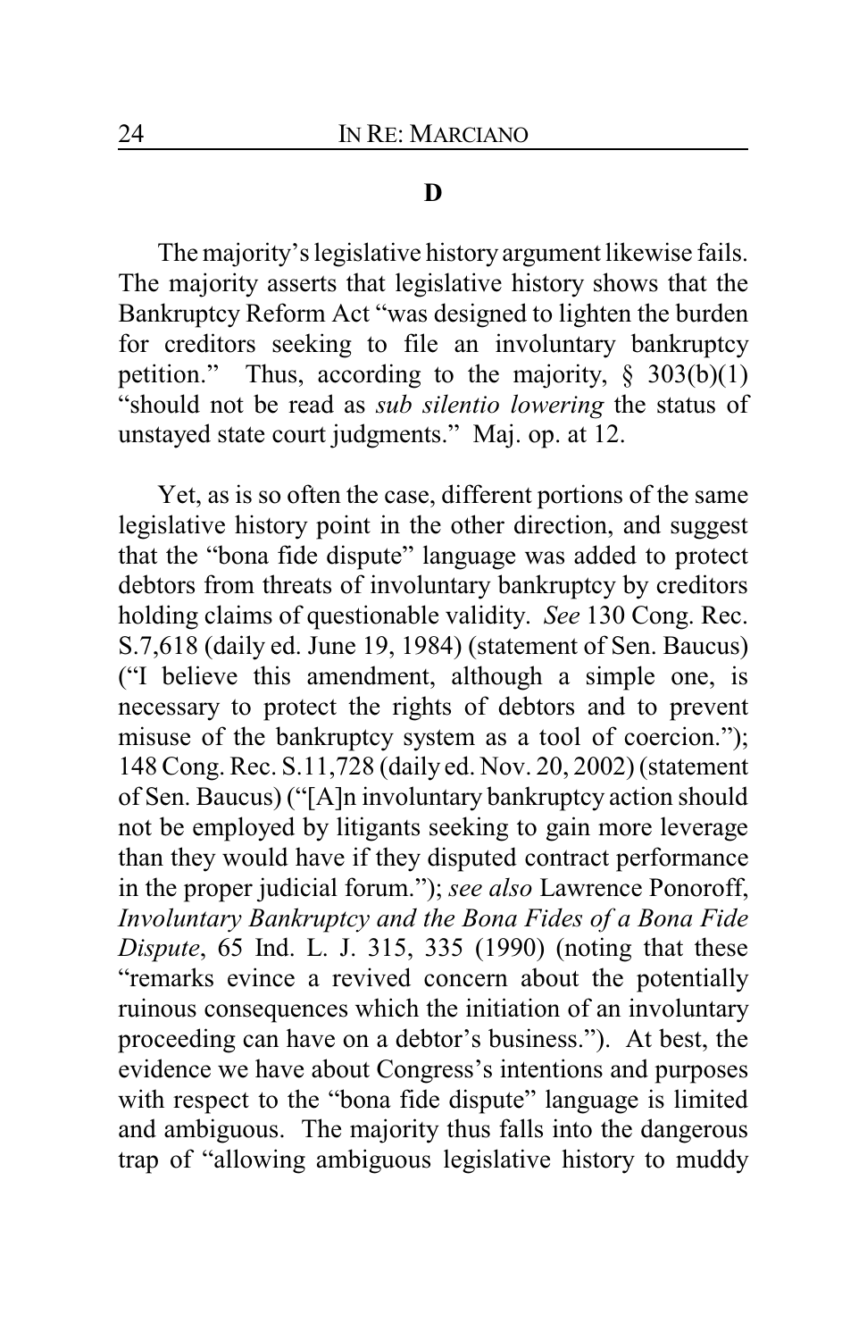### D

The majority's legislative history argument likewise fails. The majority asserts that legislative history shows that the Bankruptcy Reform Act "was designed to lighten the burden for creditors seeking to file an involuntary bankruptcy petition." Thus, according to the majority, § 303(b)(1) "should not be read as *sub silentio lowering* the status of unstayed state court judgments." Maj. op. at 12.

Yet, as is so often the case, different portions of the same legislative history point in the other direction, and suggest that the "bona fide dispute" language was added to protect debtors from threats of involuntary bankruptcy by creditors holding claims of questionable validity. *See* 130 Cong. Rec. S.7,618 (daily ed. June 19, 1984) (statement of Sen. Baucus) ("I believe this amendment, although a simple one, is necessary to protect the rights of debtors and to prevent misuse of the bankruptcy system as a tool of coercion."); 148 Cong. Rec. S.11,728 (daily ed. Nov. 20, 2002) (statement of Sen. Baucus) ("[A]n involuntary bankruptcy action should not be employed by litigants seeking to gain more leverage than they would have if they disputed contract performance in the proper judicial forum."); *see also* Lawrence Ponoroff, *Involuntary Bankruptcy and the Bona Fides of a Bona Fide Dispute*, 65 Ind. L. J. 315, 335 (1990) (noting that these "remarks evince a revived concern about the potentially ruinous consequences which the initiation of an involuntary proceeding can have on a debtor's business."). At best, the evidence we have about Congress's intentions and purposes with respect to the "bona fide dispute" language is limited and ambiguous. The majority thus falls into the dangerous trap of "allowing ambiguous legislative history to muddy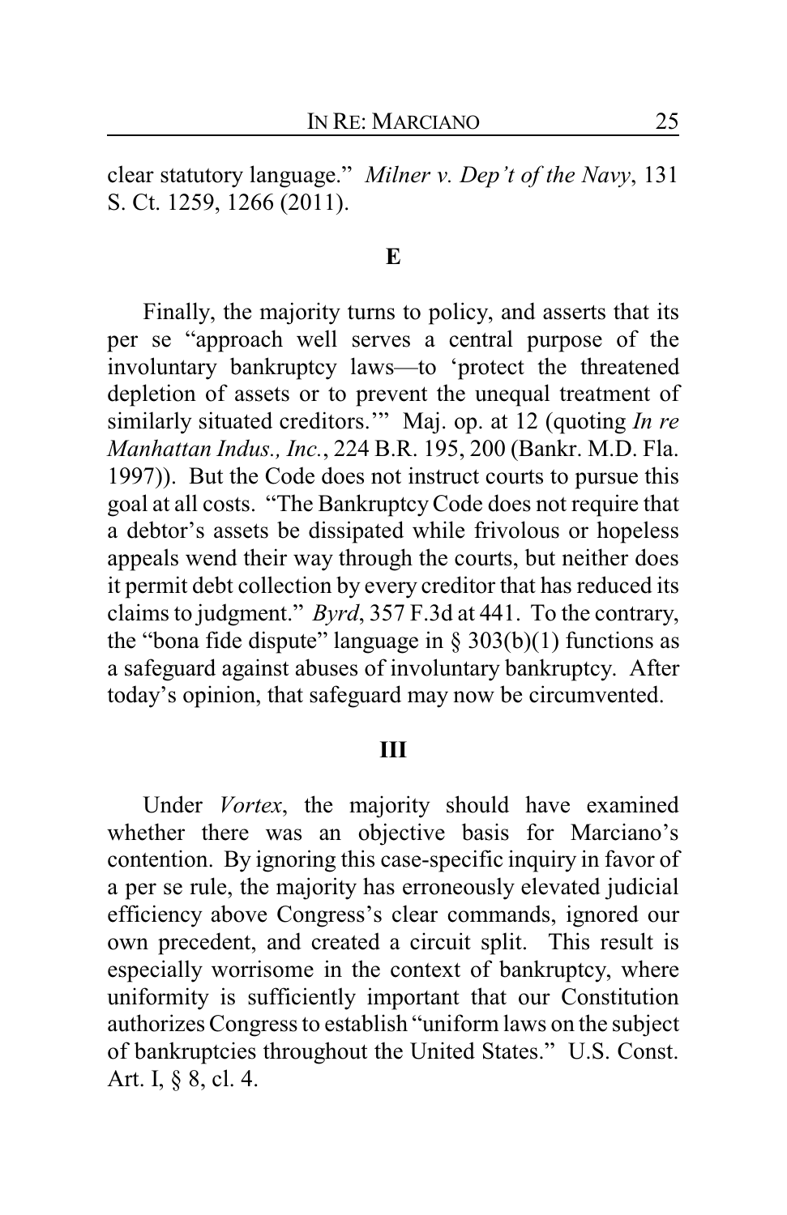clear statutory language." *Milner v. Dep't of the Navy*, 131 S. Ct. 1259, 1266 (2011).

### E

Finally, the majority turns to policy, and asserts that its per se "approach well serves a central purpose of the involuntary bankruptcy laws—to 'protect the threatened depletion of assets or to prevent the unequal treatment of similarly situated creditors.'" Maj. op. at 12 (quoting *In re Manhattan Indus., Inc.*, 224 B.R. 195, 200 (Bankr. M.D. Fla. 1997)). But the Code does not instruct courts to pursue this goal at all costs. "The Bankruptcy Code does not require that a debtor's assets be dissipated while frivolous or hopeless appeals wend their way through the courts, but neither does it permit debt collection by every creditor that has reduced its claims to judgment." *Byrd*, 357 F.3d at 441. To the contrary, the "bona fide dispute" language in § 303(b)(1) functions as a safeguard against abuses of involuntary bankruptcy. After today's opinion, that safeguard may now be circumvented.

## III

Under *Vortex*, the majority should have examined whether there was an objective basis for Marciano's contention. By ignoring this case-specific inquiry in favor of a per se rule, the majority has erroneously elevated judicial efficiency above Congress's clear commands, ignored our own precedent, and created a circuit split. This result is especially worrisome in the context of bankruptcy, where uniformity is sufficiently important that our Constitution authorizes Congress to establish "uniform laws on the subject of bankruptcies throughout the United States." U.S. Const. Art. I, § 8, cl. 4.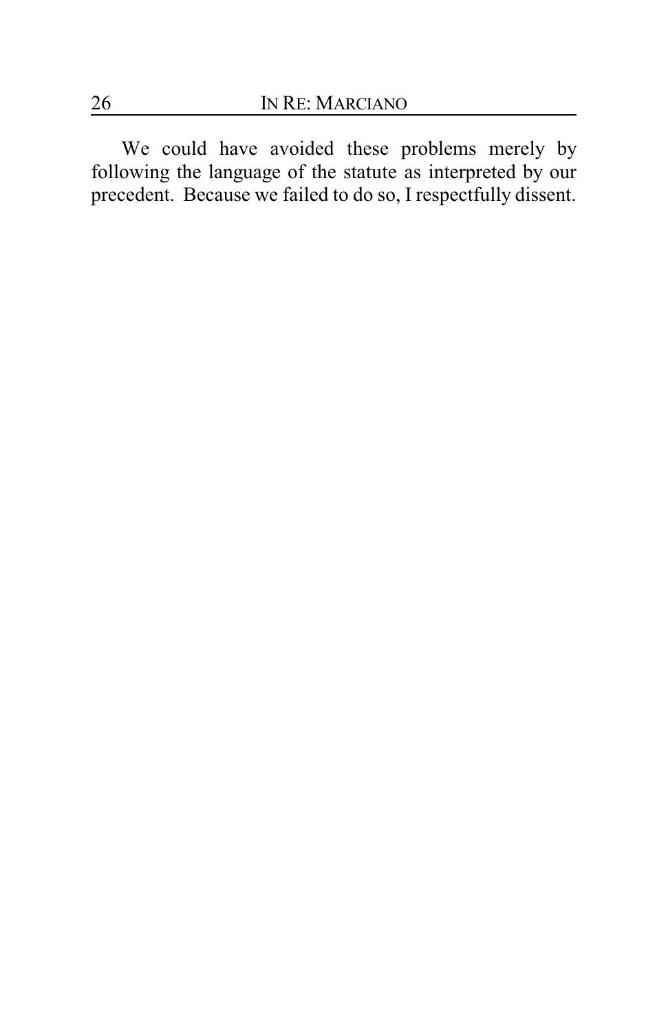We could have avoided these problems merely by following the language of the statute as interpreted by our precedent. Because we failed to do so, I respectfully dissent.